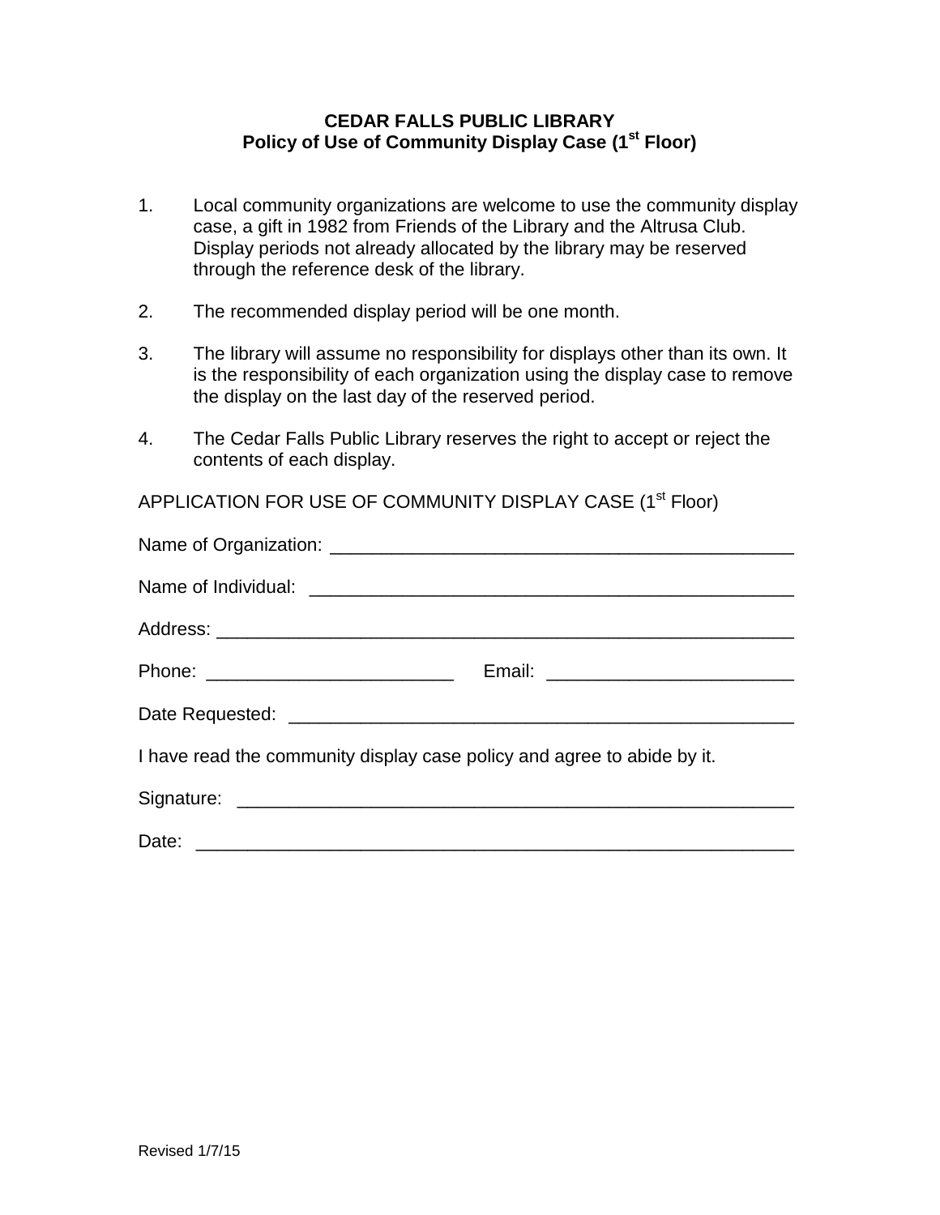**CEDAR FALLS PUBLIC LIBRARY**
**Policy of Use of Community Display Case (1st Floor)**

1. Local community organizations are welcome to use the community display case, a gift in 1982 from Friends of the Library and the Altrusa Club. Display periods not already allocated by the library may be reserved through the reference desk of the library.

2. The recommended display period will be one month.

3. The library will assume no responsibility for displays other than its own. It is the responsibility of each organization using the display case to remove the display on the last day of the reserved period.

4. The Cedar Falls Public Library reserves the right to accept or reject the contents of each display.

APPLICATION FOR USE OF COMMUNITY DISPLAY CASE (1st Floor)

Name of Organization: ____________________________________________

Name of Individual: ______________________________________________

Address: ______________________________________________________

Phone: _______________________ Email: _______________________

Date Requested: _________________________________________________

I have read the community display case policy and agree to abide by it.

Signature: _____________________________________________________

Date: _________________________________________________________

Revised 1/7/15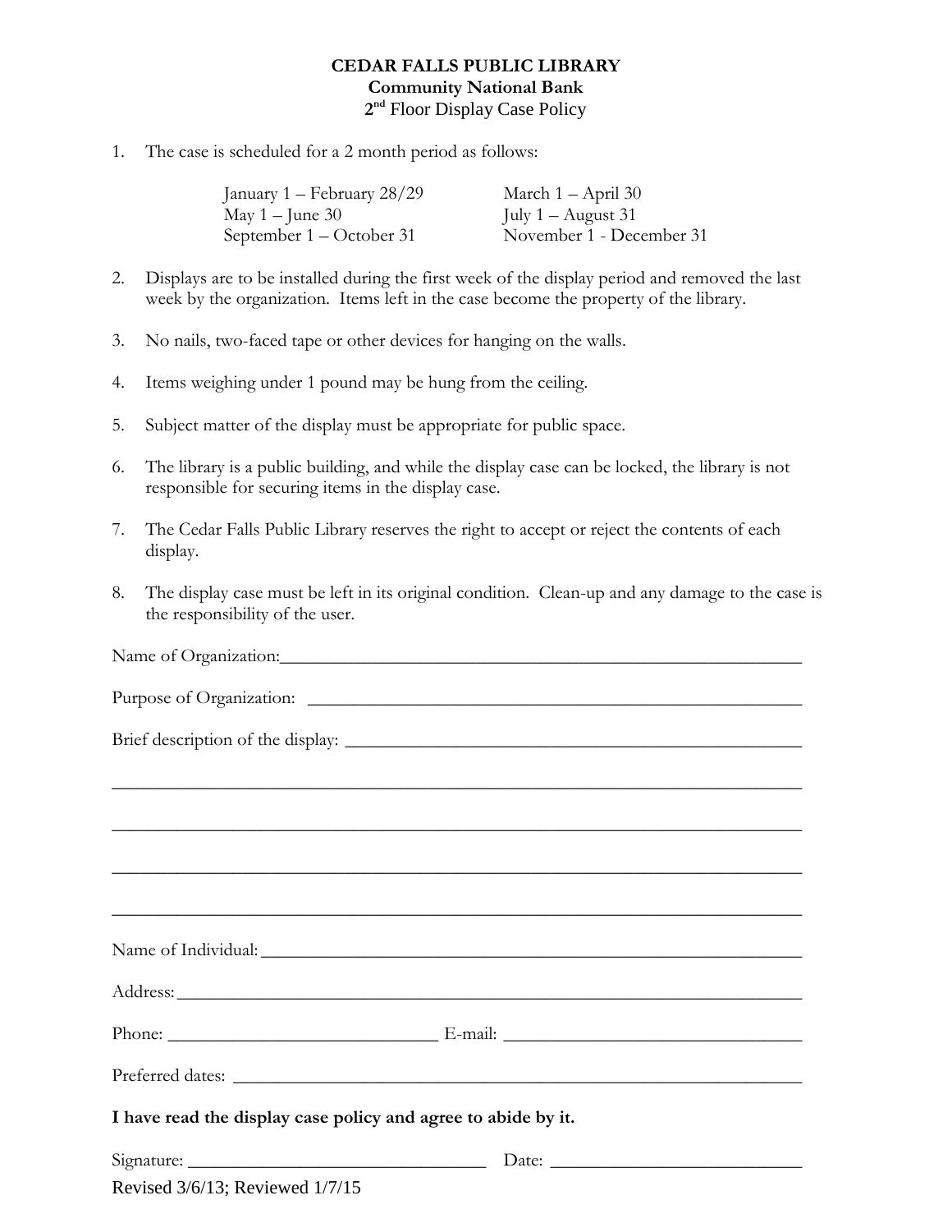**CEDAR FALLS PUBLIC LIBRARY**
**Community National Bank**
2nd Floor Display Case Policy

1. The case is scheduled for a 2 month period as follows:

| | |
|---|---|
| January 1 – February 28/29 | March 1 – April 30 |
| May 1 – June 30 | July 1 – August 31 |
| September 1 – October 31 | November 1 - December 31 |

2. Displays are to be installed during the first week of the display period and removed the last week by the organization. Items left in the case become the property of the library.

3. No nails, two-faced tape or other devices for hanging on the walls.

4. Items weighing under 1 pound may be hung from the ceiling.

5. Subject matter of the display must be appropriate for public space.

6. The library is a public building, and while the display case can be locked, the library is not responsible for securing items in the display case.

7. The Cedar Falls Public Library reserves the right to accept or reject the contents of each display.

8. The display case must be left in its original condition. Clean-up and any damage to the case is the responsibility of the user.

Name of Organization:____________________________________________________________

Purpose of Organization: _________________________________________________________

Brief description of the display: ___________________________________________________

______________________________________________________________________________

______________________________________________________________________________

______________________________________________________________________________

______________________________________________________________________________

Name of Individual: ______________________________________________________________

Address: _______________________________________________________________________

Phone: ______________________________ E-mail: __________________________________

Preferred dates: _________________________________________________________________

**I have read the display case policy and agree to abide by it.**

Signature: _________________________________ Date: ___________________________

Revised 3/6/13; Reviewed 1/7/15